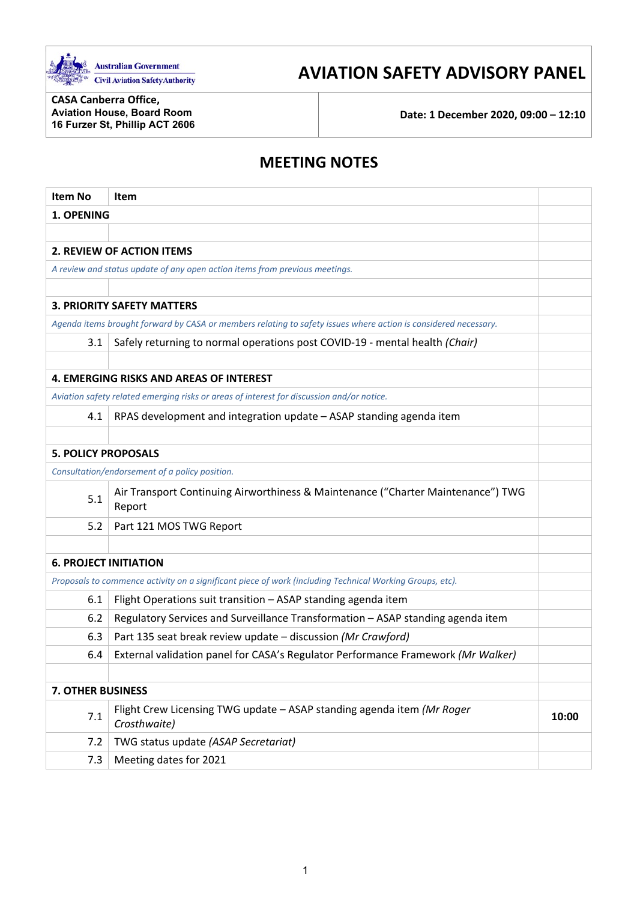Australian Government
Civil Aviation Safety Authority

# AVIATION SAFETY ADVISORY PANEL

| | |
|---|---|
| **CASA Canberra Office,**<br>**Aviation House, Board Room**<br>**16 Furzer St, Phillip ACT 2606** | **Date: 1 December 2020, 09:00 – 12:10** |

## MEETING NOTES

| Item No | Item | |
|---|---|---|
| **1. OPENING** | | |
| | | |
| **2. REVIEW OF ACTION ITEMS** | | |
| *A review and status update of any open action items from previous meetings.* | | |
| | | |
| **3. PRIORITY SAFETY MATTERS** | | |
| *Agenda items brought forward by CASA or members relating to safety issues where action is considered necessary.* | | |
| 3.1 | Safely returning to normal operations post COVID-19 - mental health *(Chair)* | |
| | | |
| **4. EMERGING RISKS AND AREAS OF INTEREST** | | |
| *Aviation safety related emerging risks or areas of interest for discussion and/or notice.* | | |
| 4.1 | RPAS development and integration update – ASAP standing agenda item | |
| | | |
| **5. POLICY PROPOSALS** | | |
| *Consultation/endorsement of a policy position.* | | |
| 5.1 | Air Transport Continuing Airworthiness & Maintenance ("Charter Maintenance") TWG Report | |
| 5.2 | Part 121 MOS TWG Report | |
| | | |
| **6. PROJECT INITIATION** | | |
| *Proposals to commence activity on a significant piece of work (including Technical Working Groups, etc).* | | |
| 6.1 | Flight Operations suit transition – ASAP standing agenda item | |
| 6.2 | Regulatory Services and Surveillance Transformation – ASAP standing agenda item | |
| 6.3 | Part 135 seat break review update – discussion *(Mr Crawford)* | |
| 6.4 | External validation panel for CASA's Regulator Performance Framework *(Mr Walker)* | |
| | | |
| **7. OTHER BUSINESS** | | |
| 7.1 | Flight Crew Licensing TWG update – ASAP standing agenda item *(Mr Roger Crosthwaite)* | **10:00** |
| 7.2 | TWG status update *(ASAP Secretariat)* | |
| 7.3 | Meeting dates for 2021 | |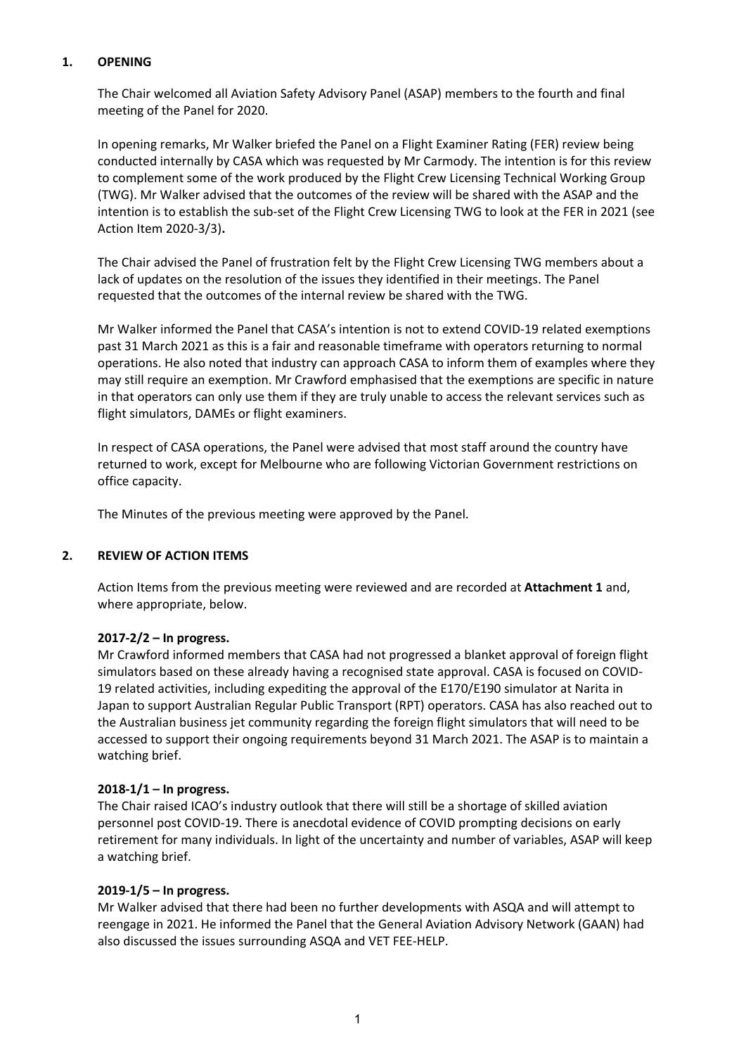## 1. OPENING

The Chair welcomed all Aviation Safety Advisory Panel (ASAP) members to the fourth and final meeting of the Panel for 2020.

In opening remarks, Mr Walker briefed the Panel on a Flight Examiner Rating (FER) review being conducted internally by CASA which was requested by Mr Carmody. The intention is for this review to complement some of the work produced by the Flight Crew Licensing Technical Working Group (TWG). Mr Walker advised that the outcomes of the review will be shared with the ASAP and the intention is to establish the sub-set of the Flight Crew Licensing TWG to look at the FER in 2021 (see Action Item 2020-3/3)**.**

The Chair advised the Panel of frustration felt by the Flight Crew Licensing TWG members about a lack of updates on the resolution of the issues they identified in their meetings. The Panel requested that the outcomes of the internal review be shared with the TWG.

Mr Walker informed the Panel that CASA's intention is not to extend COVID-19 related exemptions past 31 March 2021 as this is a fair and reasonable timeframe with operators returning to normal operations. He also noted that industry can approach CASA to inform them of examples where they may still require an exemption. Mr Crawford emphasised that the exemptions are specific in nature in that operators can only use them if they are truly unable to access the relevant services such as flight simulators, DAMEs or flight examiners.

In respect of CASA operations, the Panel were advised that most staff around the country have returned to work, except for Melbourne who are following Victorian Government restrictions on office capacity.

The Minutes of the previous meeting were approved by the Panel.

## 2. REVIEW OF ACTION ITEMS

Action Items from the previous meeting were reviewed and are recorded at **Attachment 1** and, where appropriate, below.

**2017-2/2 – In progress.**
Mr Crawford informed members that CASA had not progressed a blanket approval of foreign flight simulators based on these already having a recognised state approval. CASA is focused on COVID-19 related activities, including expediting the approval of the E170/E190 simulator at Narita in Japan to support Australian Regular Public Transport (RPT) operators. CASA has also reached out to the Australian business jet community regarding the foreign flight simulators that will need to be accessed to support their ongoing requirements beyond 31 March 2021. The ASAP is to maintain a watching brief.

**2018-1/1 – In progress.**
The Chair raised ICAO's industry outlook that there will still be a shortage of skilled aviation personnel post COVID-19. There is anecdotal evidence of COVID prompting decisions on early retirement for many individuals. In light of the uncertainty and number of variables, ASAP will keep a watching brief.

**2019-1/5 – In progress.**
Mr Walker advised that there had been no further developments with ASQA and will attempt to reengage in 2021. He informed the Panel that the General Aviation Advisory Network (GAAN) had also discussed the issues surrounding ASQA and VET FEE-HELP.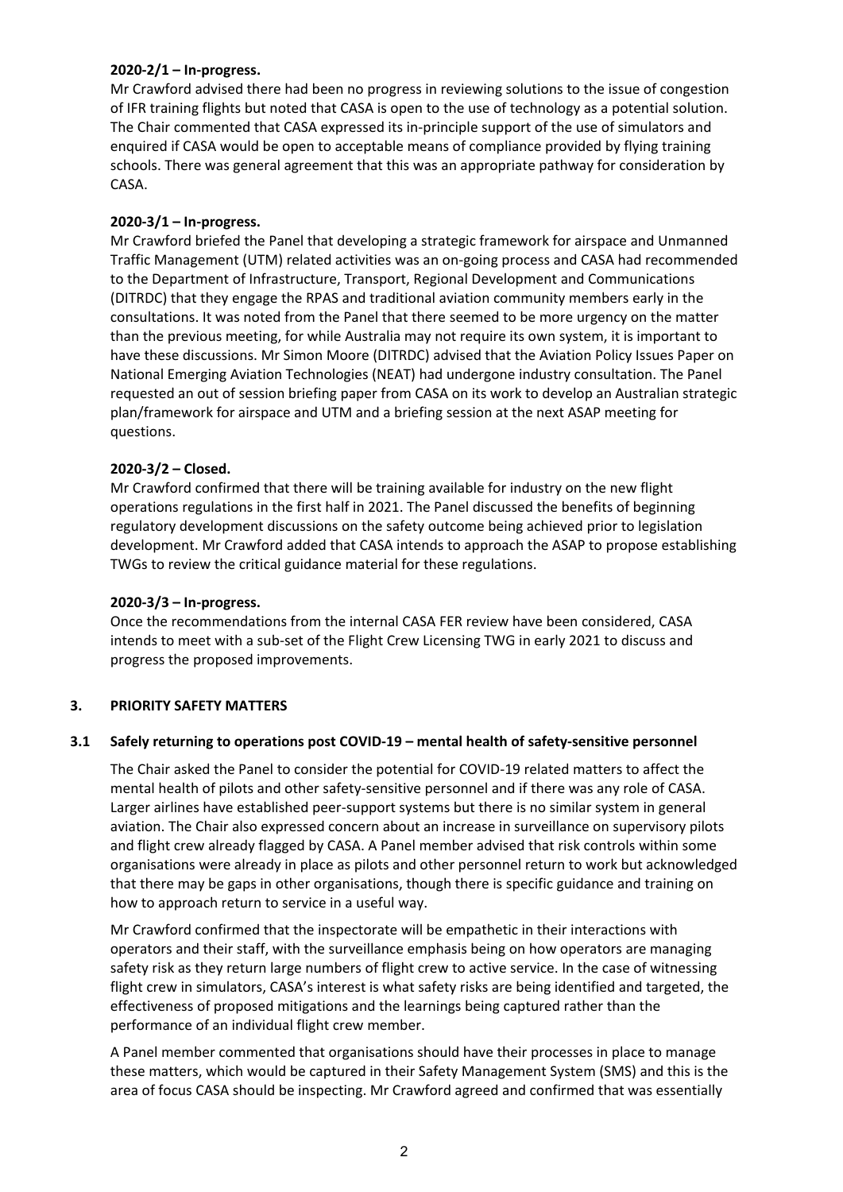**2020-2/1 – In-progress.**

Mr Crawford advised there had been no progress in reviewing solutions to the issue of congestion of IFR training flights but noted that CASA is open to the use of technology as a potential solution. The Chair commented that CASA expressed its in-principle support of the use of simulators and enquired if CASA would be open to acceptable means of compliance provided by flying training schools. There was general agreement that this was an appropriate pathway for consideration by CASA.

**2020-3/1 – In-progress.**

Mr Crawford briefed the Panel that developing a strategic framework for airspace and Unmanned Traffic Management (UTM) related activities was an on-going process and CASA had recommended to the Department of Infrastructure, Transport, Regional Development and Communications (DITRDC) that they engage the RPAS and traditional aviation community members early in the consultations. It was noted from the Panel that there seemed to be more urgency on the matter than the previous meeting, for while Australia may not require its own system, it is important to have these discussions. Mr Simon Moore (DITRDC) advised that the Aviation Policy Issues Paper on National Emerging Aviation Technologies (NEAT) had undergone industry consultation. The Panel requested an out of session briefing paper from CASA on its work to develop an Australian strategic plan/framework for airspace and UTM and a briefing session at the next ASAP meeting for questions.

**2020-3/2 – Closed.**

Mr Crawford confirmed that there will be training available for industry on the new flight operations regulations in the first half in 2021. The Panel discussed the benefits of beginning regulatory development discussions on the safety outcome being achieved prior to legislation development. Mr Crawford added that CASA intends to approach the ASAP to propose establishing TWGs to review the critical guidance material for these regulations.

**2020-3/3 – In-progress.**

Once the recommendations from the internal CASA FER review have been considered, CASA intends to meet with a sub-set of the Flight Crew Licensing TWG in early 2021 to discuss and progress the proposed improvements.

## 3. PRIORITY SAFETY MATTERS

### 3.1 Safely returning to operations post COVID-19 – mental health of safety-sensitive personnel

The Chair asked the Panel to consider the potential for COVID-19 related matters to affect the mental health of pilots and other safety-sensitive personnel and if there was any role of CASA. Larger airlines have established peer-support systems but there is no similar system in general aviation. The Chair also expressed concern about an increase in surveillance on supervisory pilots and flight crew already flagged by CASA. A Panel member advised that risk controls within some organisations were already in place as pilots and other personnel return to work but acknowledged that there may be gaps in other organisations, though there is specific guidance and training on how to approach return to service in a useful way.

Mr Crawford confirmed that the inspectorate will be empathetic in their interactions with operators and their staff, with the surveillance emphasis being on how operators are managing safety risk as they return large numbers of flight crew to active service. In the case of witnessing flight crew in simulators, CASA's interest is what safety risks are being identified and targeted, the effectiveness of proposed mitigations and the learnings being captured rather than the performance of an individual flight crew member.

A Panel member commented that organisations should have their processes in place to manage these matters, which would be captured in their Safety Management System (SMS) and this is the area of focus CASA should be inspecting. Mr Crawford agreed and confirmed that was essentially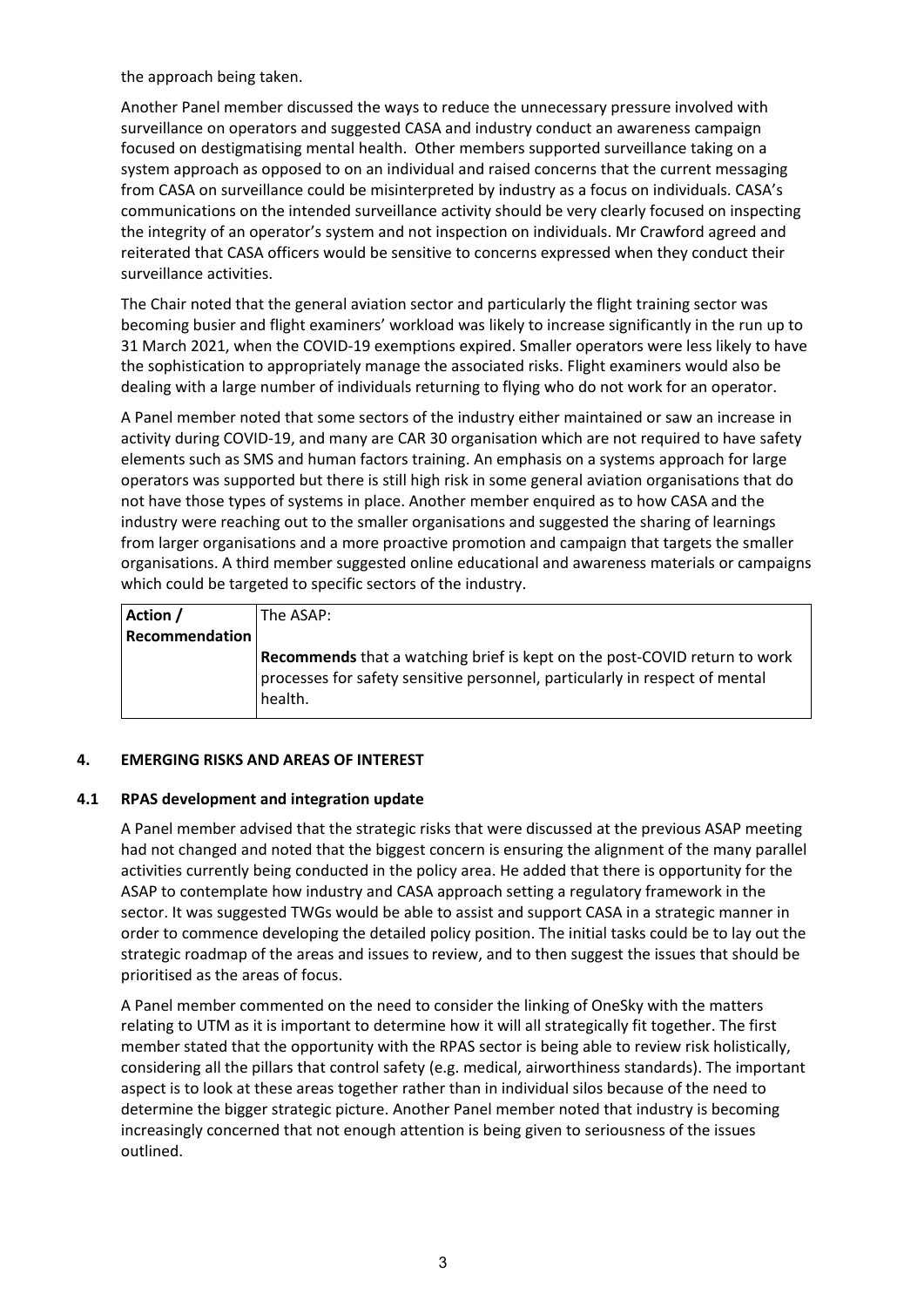the approach being taken.

Another Panel member discussed the ways to reduce the unnecessary pressure involved with surveillance on operators and suggested CASA and industry conduct an awareness campaign focused on destigmatising mental health. Other members supported surveillance taking on a system approach as opposed to on an individual and raised concerns that the current messaging from CASA on surveillance could be misinterpreted by industry as a focus on individuals. CASA's communications on the intended surveillance activity should be very clearly focused on inspecting the integrity of an operator's system and not inspection on individuals. Mr Crawford agreed and reiterated that CASA officers would be sensitive to concerns expressed when they conduct their surveillance activities.

The Chair noted that the general aviation sector and particularly the flight training sector was becoming busier and flight examiners' workload was likely to increase significantly in the run up to 31 March 2021, when the COVID-19 exemptions expired. Smaller operators were less likely to have the sophistication to appropriately manage the associated risks. Flight examiners would also be dealing with a large number of individuals returning to flying who do not work for an operator.

A Panel member noted that some sectors of the industry either maintained or saw an increase in activity during COVID-19, and many are CAR 30 organisation which are not required to have safety elements such as SMS and human factors training. An emphasis on a systems approach for large operators was supported but there is still high risk in some general aviation organisations that do not have those types of systems in place. Another member enquired as to how CASA and the industry were reaching out to the smaller organisations and suggested the sharing of learnings from larger organisations and a more proactive promotion and campaign that targets the smaller organisations. A third member suggested online educational and awareness materials or campaigns which could be targeted to specific sectors of the industry.

| Action / Recommendation | The ASAP:<br><br>**Recommends** that a watching brief is kept on the post-COVID return to work processes for safety sensitive personnel, particularly in respect of mental health. |
|---|---|

## 4. EMERGING RISKS AND AREAS OF INTEREST

### 4.1 RPAS development and integration update

A Panel member advised that the strategic risks that were discussed at the previous ASAP meeting had not changed and noted that the biggest concern is ensuring the alignment of the many parallel activities currently being conducted in the policy area. He added that there is opportunity for the ASAP to contemplate how industry and CASA approach setting a regulatory framework in the sector. It was suggested TWGs would be able to assist and support CASA in a strategic manner in order to commence developing the detailed policy position. The initial tasks could be to lay out the strategic roadmap of the areas and issues to review, and to then suggest the issues that should be prioritised as the areas of focus.

A Panel member commented on the need to consider the linking of OneSky with the matters relating to UTM as it is important to determine how it will all strategically fit together. The first member stated that the opportunity with the RPAS sector is being able to review risk holistically, considering all the pillars that control safety (e.g. medical, airworthiness standards). The important aspect is to look at these areas together rather than in individual silos because of the need to determine the bigger strategic picture. Another Panel member noted that industry is becoming increasingly concerned that not enough attention is being given to seriousness of the issues outlined.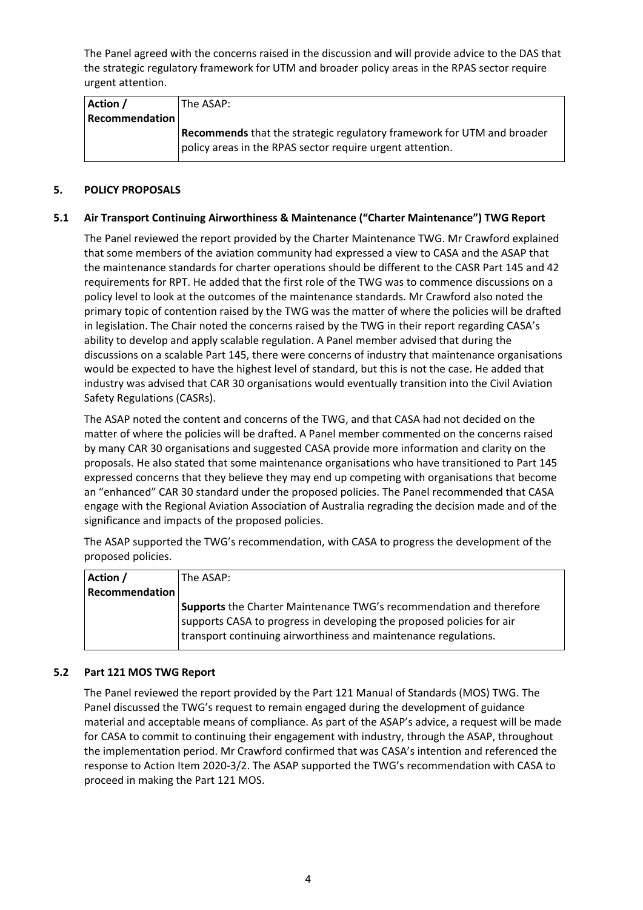The Panel agreed with the concerns raised in the discussion and will provide advice to the DAS that the strategic regulatory framework for UTM and broader policy areas in the RPAS sector require urgent attention.

| Action / Recommendation | The ASAP:<br><br>**Recommends** that the strategic regulatory framework for UTM and broader policy areas in the RPAS sector require urgent attention. |
|---|---|

## 5. POLICY PROPOSALS

### 5.1 Air Transport Continuing Airworthiness & Maintenance ("Charter Maintenance") TWG Report

The Panel reviewed the report provided by the Charter Maintenance TWG. Mr Crawford explained that some members of the aviation community had expressed a view to CASA and the ASAP that the maintenance standards for charter operations should be different to the CASR Part 145 and 42 requirements for RPT. He added that the first role of the TWG was to commence discussions on a policy level to look at the outcomes of the maintenance standards. Mr Crawford also noted the primary topic of contention raised by the TWG was the matter of where the policies will be drafted in legislation. The Chair noted the concerns raised by the TWG in their report regarding CASA's ability to develop and apply scalable regulation. A Panel member advised that during the discussions on a scalable Part 145, there were concerns of industry that maintenance organisations would be expected to have the highest level of standard, but this is not the case. He added that industry was advised that CAR 30 organisations would eventually transition into the Civil Aviation Safety Regulations (CASRs).

The ASAP noted the content and concerns of the TWG, and that CASA had not decided on the matter of where the policies will be drafted. A Panel member commented on the concerns raised by many CAR 30 organisations and suggested CASA provide more information and clarity on the proposals. He also stated that some maintenance organisations who have transitioned to Part 145 expressed concerns that they believe they may end up competing with organisations that become an "enhanced" CAR 30 standard under the proposed policies. The Panel recommended that CASA engage with the Regional Aviation Association of Australia regrading the decision made and of the significance and impacts of the proposed policies.

The ASAP supported the TWG's recommendation, with CASA to progress the development of the proposed policies.

| Action / Recommendation | The ASAP:<br><br>**Supports** the Charter Maintenance TWG's recommendation and therefore supports CASA to progress in developing the proposed policies for air transport continuing airworthiness and maintenance regulations. |
|---|---|

### 5.2 Part 121 MOS TWG Report

The Panel reviewed the report provided by the Part 121 Manual of Standards (MOS) TWG. The Panel discussed the TWG's request to remain engaged during the development of guidance material and acceptable means of compliance. As part of the ASAP's advice, a request will be made for CASA to commit to continuing their engagement with industry, through the ASAP, throughout the implementation period. Mr Crawford confirmed that was CASA's intention and referenced the response to Action Item 2020-3/2. The ASAP supported the TWG's recommendation with CASA to proceed in making the Part 121 MOS.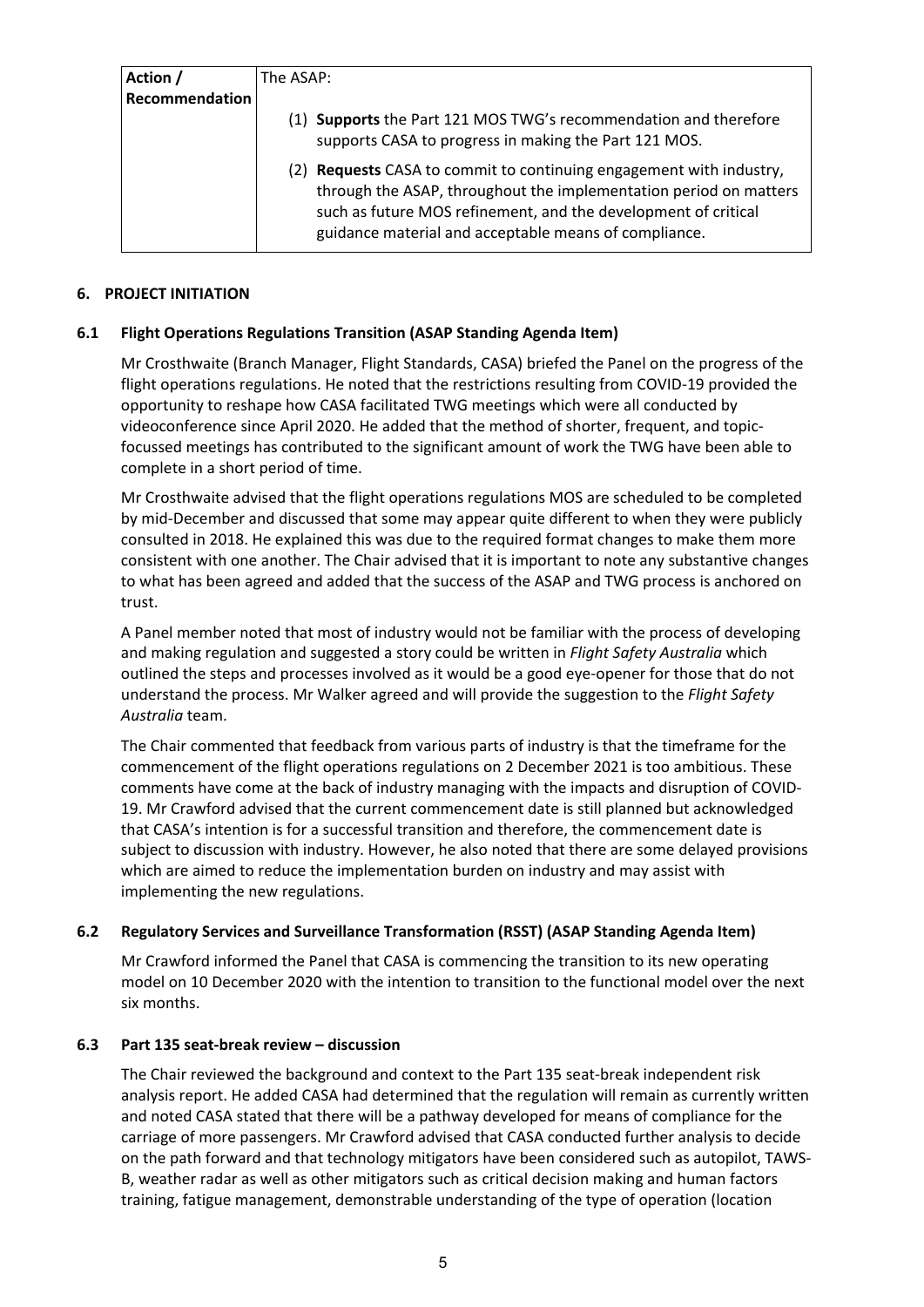| Action / Recommendation | The ASAP:<br><br>(1) **Supports** the Part 121 MOS TWG's recommendation and therefore supports CASA to progress in making the Part 121 MOS.<br><br>(2) **Requests** CASA to commit to continuing engagement with industry, through the ASAP, throughout the implementation period on matters such as future MOS refinement, and the development of critical guidance material and acceptable means of compliance. |
|---|---|

## 6. PROJECT INITIATION

### 6.1 Flight Operations Regulations Transition (ASAP Standing Agenda Item)

Mr Crosthwaite (Branch Manager, Flight Standards, CASA) briefed the Panel on the progress of the flight operations regulations. He noted that the restrictions resulting from COVID-19 provided the opportunity to reshape how CASA facilitated TWG meetings which were all conducted by videoconference since April 2020. He added that the method of shorter, frequent, and topic-focussed meetings has contributed to the significant amount of work the TWG have been able to complete in a short period of time.

Mr Crosthwaite advised that the flight operations regulations MOS are scheduled to be completed by mid-December and discussed that some may appear quite different to when they were publicly consulted in 2018. He explained this was due to the required format changes to make them more consistent with one another. The Chair advised that it is important to note any substantive changes to what has been agreed and added that the success of the ASAP and TWG process is anchored on trust.

A Panel member noted that most of industry would not be familiar with the process of developing and making regulation and suggested a story could be written in *Flight Safety Australia* which outlined the steps and processes involved as it would be a good eye-opener for those that do not understand the process. Mr Walker agreed and will provide the suggestion to the *Flight Safety Australia* team.

The Chair commented that feedback from various parts of industry is that the timeframe for the commencement of the flight operations regulations on 2 December 2021 is too ambitious. These comments have come at the back of industry managing with the impacts and disruption of COVID-19. Mr Crawford advised that the current commencement date is still planned but acknowledged that CASA's intention is for a successful transition and therefore, the commencement date is subject to discussion with industry. However, he also noted that there are some delayed provisions which are aimed to reduce the implementation burden on industry and may assist with implementing the new regulations.

### 6.2 Regulatory Services and Surveillance Transformation (RSST) (ASAP Standing Agenda Item)

Mr Crawford informed the Panel that CASA is commencing the transition to its new operating model on 10 December 2020 with the intention to transition to the functional model over the next six months.

### 6.3 Part 135 seat-break review – discussion

The Chair reviewed the background and context to the Part 135 seat-break independent risk analysis report. He added CASA had determined that the regulation will remain as currently written and noted CASA stated that there will be a pathway developed for means of compliance for the carriage of more passengers. Mr Crawford advised that CASA conducted further analysis to decide on the path forward and that technology mitigators have been considered such as autopilot, TAWS-B, weather radar as well as other mitigators such as critical decision making and human factors training, fatigue management, demonstrable understanding of the type of operation (location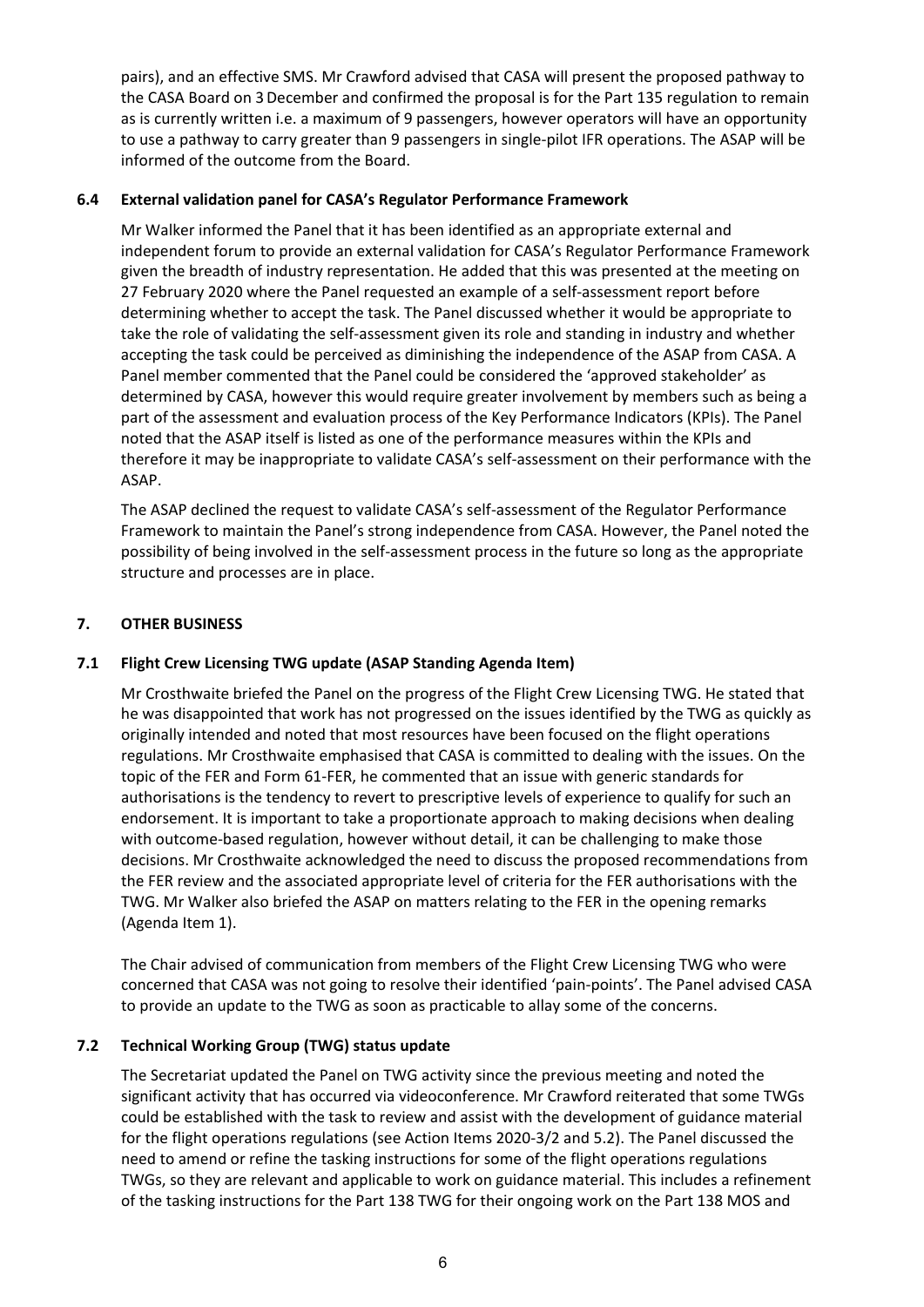pairs), and an effective SMS. Mr Crawford advised that CASA will present the proposed pathway to the CASA Board on 3 December and confirmed the proposal is for the Part 135 regulation to remain as is currently written i.e. a maximum of 9 passengers, however operators will have an opportunity to use a pathway to carry greater than 9 passengers in single-pilot IFR operations. The ASAP will be informed of the outcome from the Board.

### 6.4 External validation panel for CASA's Regulator Performance Framework

Mr Walker informed the Panel that it has been identified as an appropriate external and independent forum to provide an external validation for CASA's Regulator Performance Framework given the breadth of industry representation. He added that this was presented at the meeting on 27 February 2020 where the Panel requested an example of a self-assessment report before determining whether to accept the task. The Panel discussed whether it would be appropriate to take the role of validating the self-assessment given its role and standing in industry and whether accepting the task could be perceived as diminishing the independence of the ASAP from CASA. A Panel member commented that the Panel could be considered the 'approved stakeholder' as determined by CASA, however this would require greater involvement by members such as being a part of the assessment and evaluation process of the Key Performance Indicators (KPIs). The Panel noted that the ASAP itself is listed as one of the performance measures within the KPIs and therefore it may be inappropriate to validate CASA's self-assessment on their performance with the ASAP.

The ASAP declined the request to validate CASA's self-assessment of the Regulator Performance Framework to maintain the Panel's strong independence from CASA. However, the Panel noted the possibility of being involved in the self-assessment process in the future so long as the appropriate structure and processes are in place.

## 7. OTHER BUSINESS

### 7.1 Flight Crew Licensing TWG update (ASAP Standing Agenda Item)

Mr Crosthwaite briefed the Panel on the progress of the Flight Crew Licensing TWG. He stated that he was disappointed that work has not progressed on the issues identified by the TWG as quickly as originally intended and noted that most resources have been focused on the flight operations regulations. Mr Crosthwaite emphasised that CASA is committed to dealing with the issues. On the topic of the FER and Form 61-FER, he commented that an issue with generic standards for authorisations is the tendency to revert to prescriptive levels of experience to qualify for such an endorsement. It is important to take a proportionate approach to making decisions when dealing with outcome-based regulation, however without detail, it can be challenging to make those decisions. Mr Crosthwaite acknowledged the need to discuss the proposed recommendations from the FER review and the associated appropriate level of criteria for the FER authorisations with the TWG. Mr Walker also briefed the ASAP on matters relating to the FER in the opening remarks (Agenda Item 1).

The Chair advised of communication from members of the Flight Crew Licensing TWG who were concerned that CASA was not going to resolve their identified 'pain-points'. The Panel advised CASA to provide an update to the TWG as soon as practicable to allay some of the concerns.

### 7.2 Technical Working Group (TWG) status update

The Secretariat updated the Panel on TWG activity since the previous meeting and noted the significant activity that has occurred via videoconference. Mr Crawford reiterated that some TWGs could be established with the task to review and assist with the development of guidance material for the flight operations regulations (see Action Items 2020-3/2 and 5.2). The Panel discussed the need to amend or refine the tasking instructions for some of the flight operations regulations TWGs, so they are relevant and applicable to work on guidance material. This includes a refinement of the tasking instructions for the Part 138 TWG for their ongoing work on the Part 138 MOS and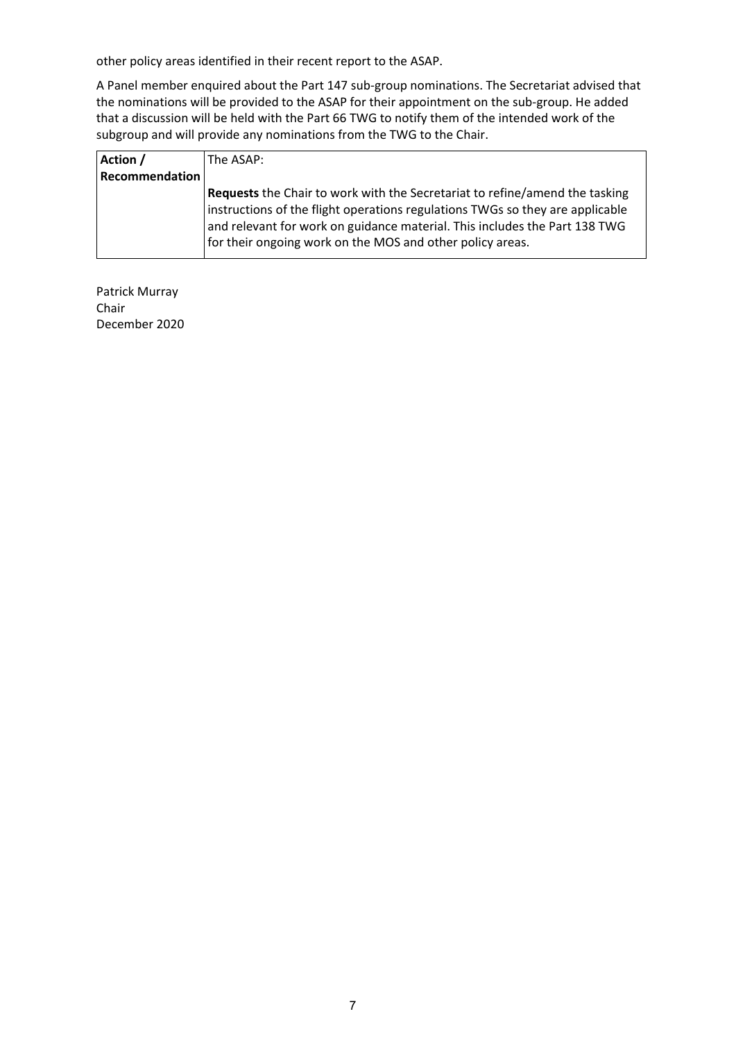other policy areas identified in their recent report to the ASAP.

A Panel member enquired about the Part 147 sub-group nominations. The Secretariat advised that the nominations will be provided to the ASAP for their appointment on the sub-group. He added that a discussion will be held with the Part 66 TWG to notify them of the intended work of the subgroup and will provide any nominations from the TWG to the Chair.

| **Action / Recommendation** | The ASAP:<br><br>**Requests** the Chair to work with the Secretariat to refine/amend the tasking instructions of the flight operations regulations TWGs so they are applicable and relevant for work on guidance material. This includes the Part 138 TWG for their ongoing work on the MOS and other policy areas. |
|---|---|

Patrick Murray
Chair
December 2020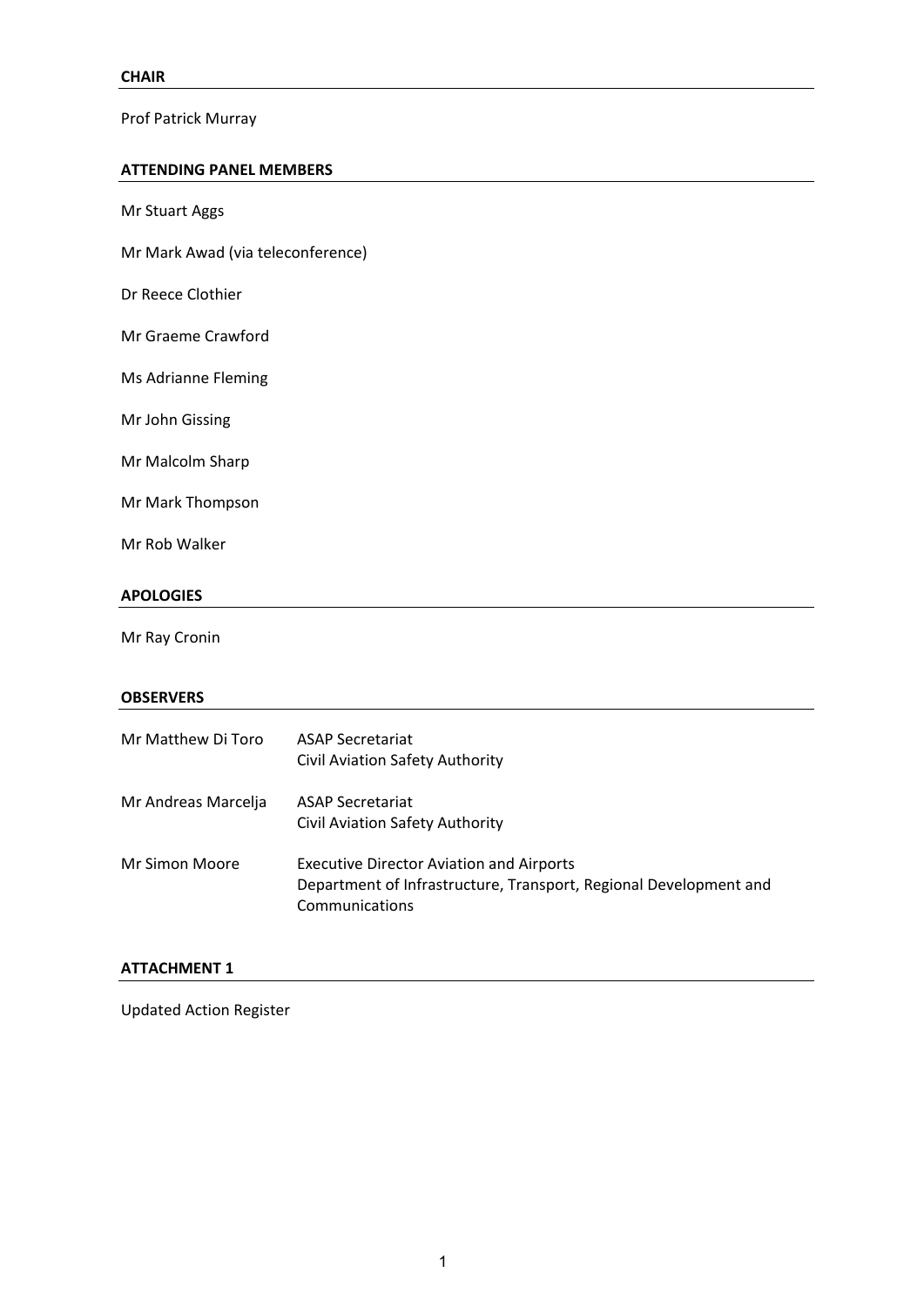**CHAIR**

Prof Patrick Murray

**ATTENDING PANEL MEMBERS**

Mr Stuart Aggs

Mr Mark Awad (via teleconference)

Dr Reece Clothier

Mr Graeme Crawford

Ms Adrianne Fleming

Mr John Gissing

Mr Malcolm Sharp

Mr Mark Thompson

Mr Rob Walker

**APOLOGIES**

Mr Ray Cronin

**OBSERVERS**

| | |
|---|---|
| Mr Matthew Di Toro | ASAP Secretariat<br>Civil Aviation Safety Authority |
| Mr Andreas Marcelja | ASAP Secretariat<br>Civil Aviation Safety Authority |
| Mr Simon Moore | Executive Director Aviation and Airports<br>Department of Infrastructure, Transport, Regional Development and Communications |

**ATTACHMENT 1**

Updated Action Register